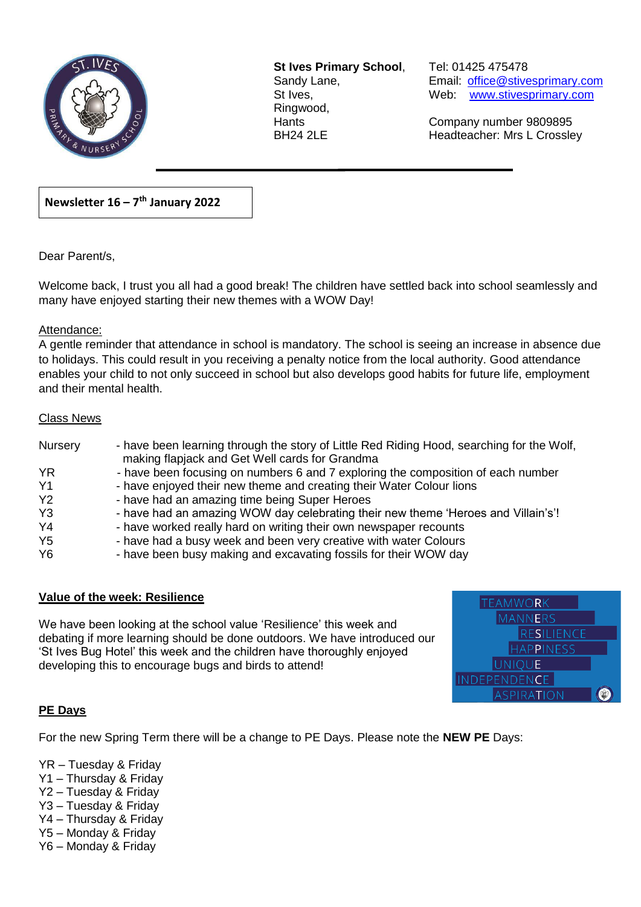**St Ives Primary School**,
Sandy Lane,
St Ives,
Ringwood,
Hants
BH24 2LE

Tel: 01425 475478
Email: office@stivesprimary.com
Web: www.stivesprimary.com

Company number 9809895
Headteacher: Mrs L Crossley

**Newsletter 16 – 7th January 2022**

Dear Parent/s,

Welcome back, I trust you all had a good break! The children have settled back into school seamlessly and many have enjoyed starting their new themes with a WOW Day!

Attendance:

A gentle reminder that attendance in school is mandatory. The school is seeing an increase in absence due to holidays. This could result in you receiving a penalty notice from the local authority. Good attendance enables your child to not only succeed in school but also develops good habits for future life, employment and their mental health.

Class News

| | |
|---|---|
| Nursery | - have been learning through the story of Little Red Riding Hood, searching for the Wolf, making flapjack and Get Well cards for Grandma |
| YR | - have been focusing on numbers 6 and 7 exploring the composition of each number |
| Y1 | - have enjoyed their new theme and creating their Water Colour lions |
| Y2 | - have had an amazing time being Super Heroes |
| Y3 | - have had an amazing WOW day celebrating their new theme 'Heroes and Villain's'! |
| Y4 | - have worked really hard on writing their own newspaper recounts |
| Y5 | - have had a busy week and been very creative with water Colours |
| Y6 | - have been busy making and excavating fossils for their WOW day |

**Value of the week: Resilience**

We have been looking at the school value 'Resilience' this week and debating if more learning should be done outdoors. We have introduced our 'St Ives Bug Hotel' this week and the children have thoroughly enjoyed developing this to encourage bugs and birds to attend!

TEAMWORK
MANNERS
RESILIENCE
HAPPINESS
UNIQUE
INDEPENDENCE
ASPIRATION

**PE Days**

For the new Spring Term there will be a change to PE Days. Please note the **NEW PE** Days:

YR – Tuesday & Friday
Y1 – Thursday & Friday
Y2 – Tuesday & Friday
Y3 – Tuesday & Friday
Y4 – Thursday & Friday
Y5 – Monday & Friday
Y6 – Monday & Friday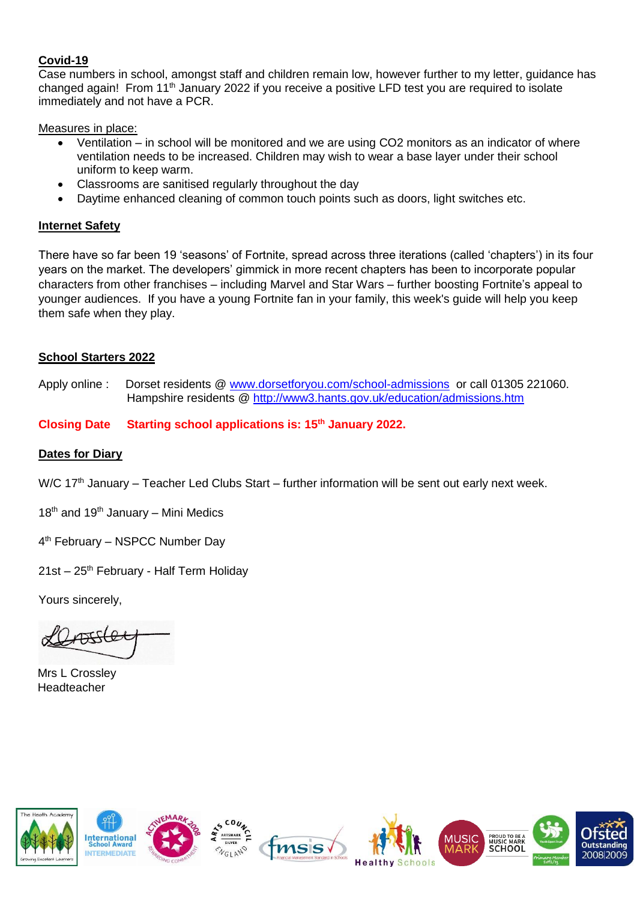**Covid-19**

Case numbers in school, amongst staff and children remain low, however further to my letter, guidance has changed again! From 11th January 2022 if you receive a positive LFD test you are required to isolate immediately and not have a PCR.

Measures in place:

- Ventilation – in school will be monitored and we are using $CO_2$ monitors as an indicator of where ventilation needs to be increased. Children may wish to wear a base layer under their school uniform to keep warm.
- Classrooms are sanitised regularly throughout the day
- Daytime enhanced cleaning of common touch points such as doors, light switches etc.

**Internet Safety**

There have so far been 19 'seasons' of Fortnite, spread across three iterations (called 'chapters') in its four years on the market. The developers' gimmick in more recent chapters has been to incorporate popular characters from other franchises – including Marvel and Star Wars – further boosting Fortnite's appeal to younger audiences. If you have a young Fortnite fan in your family, this week's guide will help you keep them safe when they play.

**School Starters 2022**

Apply online : Dorset residents @ www.dorsetforyou.com/school-admissions or call 01305 221060.
Hampshire residents @ http://www3.hants.gov.uk/education/admissions.htm

**Closing Date Starting school applications is: 15th January 2022.**

**Dates for Diary**

W/C 17th January – Teacher Led Clubs Start – further information will be sent out early next week.

18th and 19th January – Mini Medics

4th February – NSPCC Number Day

21st – 25th February - Half Term Holiday

Yours sincerely,

Mrs L Crossley
Headteacher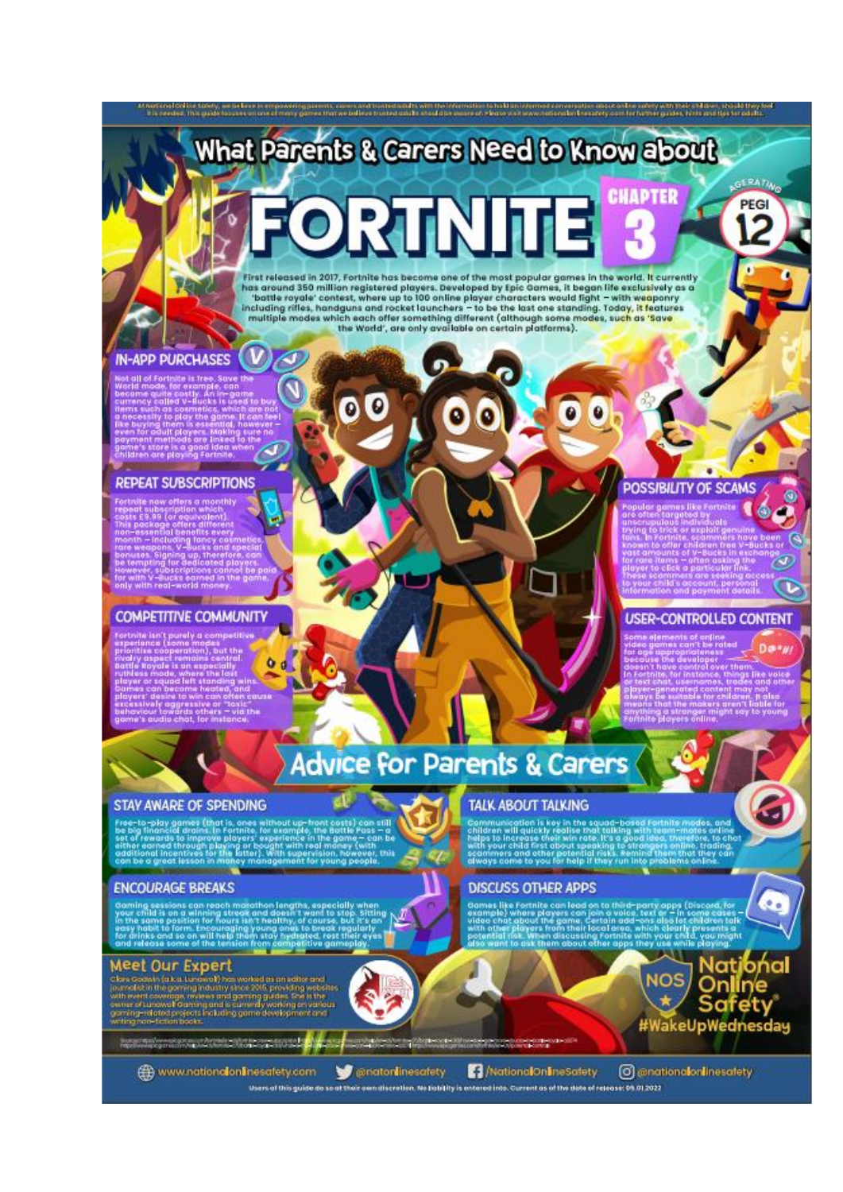At National Online Safety, we believe in empowering parents, carers and trusted adults with the information to hold an informed conversation about online safety with their children, should they feel it is needed. This guide focuses on one of many games that we believe trusted adults should be aware of. Please visit www.nationalonlinesafety.com for further guides, hints and tips for adults.

# What Parents & Carers Need to Know about FORTNITE CHAPTER 3

AGE RATING PEGI 12

First released in 2017, Fortnite has become one of the most popular games in the world. It currently has around 350 million registered players. Developed by Epic Games, it began life exclusively as a 'battle royale' contest, where up to 100 online player characters would fight – with weaponry including rifles, handguns and rocket launchers – to be the last one standing. Today, it features multiple modes which each offer something different (although some modes, such as 'Save the World', are only available on certain platforms).

## IN-APP PURCHASES

Not all of Fortnite is free. Save the World mode, for example, can become quite costly. An in-game currency called V-Bucks is used to buy items such as cosmetics, which are not a necessity to play the game. It can feel like buying them is essential, however – even for adult players. Making sure no payment methods are linked to the game's store is a good idea when children are playing Fortnite.

## REPEAT SUBSCRIPTIONS

Fortnite now offers a monthly repeat subscription which costs £9.99 (or equivalent). This package offers different non-essential benefits every month – including fancy cosmetics, rare weapons, V-Bucks and special bonuses. Signing up, therefore, can be tempting for dedicated players. However, subscriptions cannot be paid for with V-Bucks earned in the game, only with real-world money.

## COMPETITIVE COMMUNITY

Fortnite isn't purely a competitive experience (some modes prioritise cooperation), but the rivalry aspect remains central. Battle Royale is an especially ruthless mode, where the last player or squad left standing wins. Games can become heated, and players' desire to win can often cause excessively aggressive or "toxic" behaviour towards others – via the game's audio chat, for instance.

## POSSIBILITY OF SCAMS

Popular games like Fortnite are often targeted by unscrupulous individuals trying to trick or exploit genuine fans. In Fortnite, scammers have been known to offer children free V-Bucks or vast amounts of V-Bucks in exchange for rare items – often asking the player to click a particular link. These scammers are seeking access to your child's account, personal information and payment details.

## USER-CONTROLLED CONTENT

Some elements of online video games can't be rated for age appropriateness because the developer doesn't have control over them. In Fortnite, for instance, things like voice or text chat, usernames, trades and other player-generated content may not always be suitable for children. It also means that the makers aren't liable for anything a stranger might say to young Fortnite players online.

# Advice for Parents & Carers

## STAY AWARE OF SPENDING

Free-to-play games (that is, ones without up-front costs) can still be big financial drains. In Fortnite, for example, the Battle Pass – a set of rewards to improve players' experience in the game – can be either earned through playing or bought with real money (with additional incentives for the latter). With supervision, however, this can be a great lesson in money management for young people.

## TALK ABOUT TALKING

Communication is key in the squad-based Fortnite modes, and children will quickly realise that talking with team-mates online helps to increase their win rate. It's a good idea, therefore, to chat with your child first about speaking to strangers online, trading, scammers and other potential risks. Remind them that they can always come to you for help if they run into problems online.

## ENCOURAGE BREAKS

Gaming sessions can reach marathon lengths, especially when your child is on a winning streak and doesn't want to stop. Sitting in the same position for hours isn't healthy, of course, but it's an easy habit to form. Encouraging young ones to break regularly for drinks and so on will help them stay hydrated, rest their eyes and release some of the tension from competitive gameplay.

## DISCUSS OTHER APPS

Games like Fortnite can lead on to third-party apps (Discord, for example) where players can join a voice, text or – in some cases – video chat about the game. Certain add-ons also let children talk with other players from their local area, which clearly presents a potential risk. When discussing Fortnite with your child, you might also want to ask them about other apps they use while playing.

## Meet Our Expert

Clare Godwin (a.k.a. Lunawolf) has worked as an editor and journalist in the gaming industry since 2015, providing websites with event coverage, reviews and gaming guides. She is the owner of Lunawolf Gaming and is currently working on various gaming-related projects including game development and writing non-fiction books.

National Online Safety #WakeUpWednesday

www.nationalonlinesafety.com | @natonlinesafety | /NationalOnlineSafety | @nationalonlinesafety

Users of this guide do so at their own discretion. No liability is entered into. Current as of the date of release: 05.01.2022